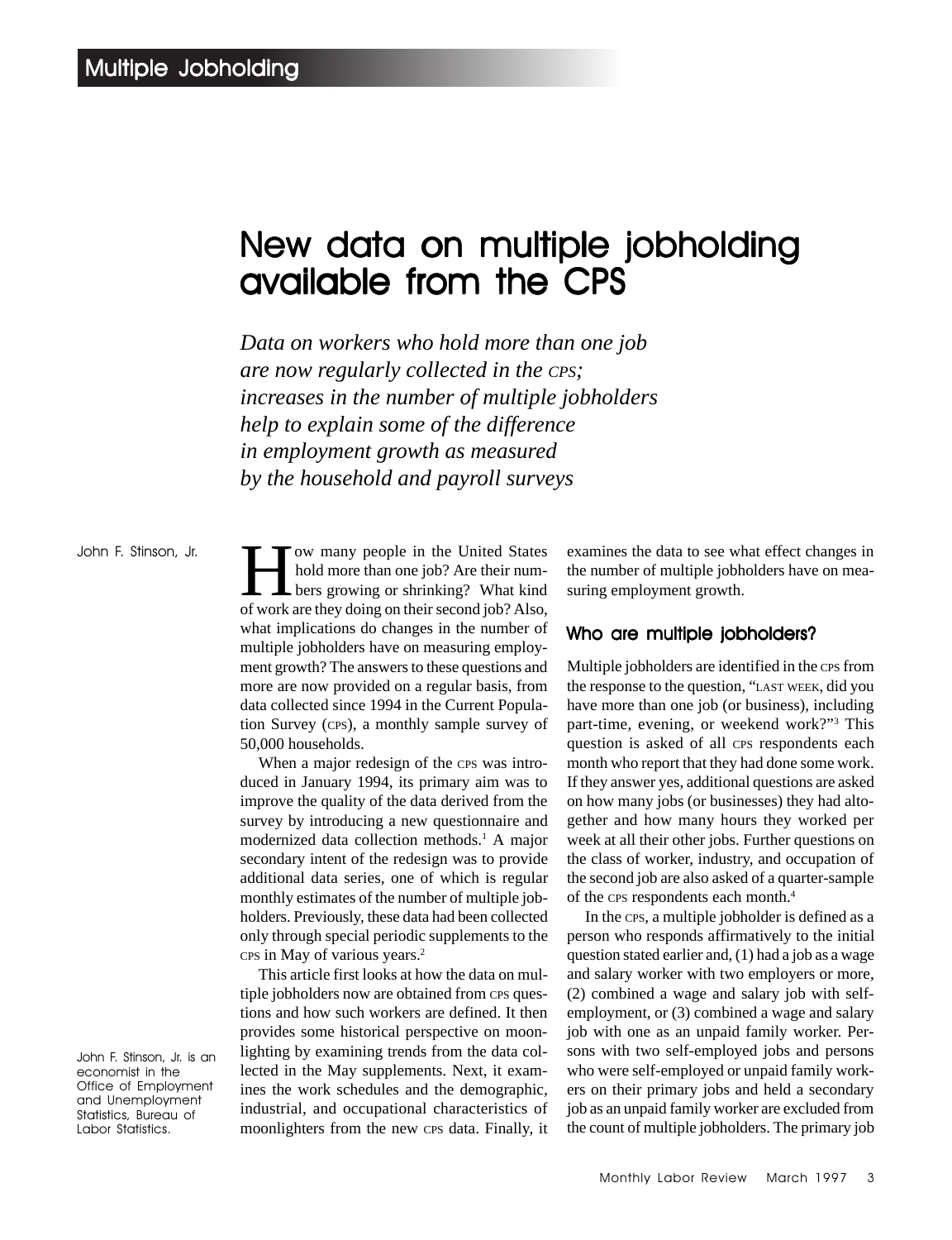# New data on multiple jobholding available from the CPS

*Data on workers who hold more than one job are now regularly collected in the CPS; increases in the number of multiple jobholders help to explain some of the difference in employment growth as measured by the household and payroll surveys*

John F. Stinson, Jr.

John F. Stinson, Jr. is an economist in the Office of Employment and Unemployment Statistics, Bureau of Labor Statistics.

How many people in the United States hold more than one job? Are their numbers growing or shrinking? What kind of work are they doing on their second job? Also, what implications do changes in the number of multiple jobholders have on measuring employment growth? The answers to these questions and more are now provided on a regular basis, from data collected since 1994 in the Current Population Survey (CPS), a monthly sample survey of 50,000 households.

When a major redesign of the CPS was introduced in January 1994, its primary aim was to improve the quality of the data derived from the survey by introducing a new questionnaire and modernized data collection methods.[1] A major secondary intent of the redesign was to provide additional data series, one of which is regular monthly estimates of the number of multiple jobholders. Previously, these data had been collected only through special periodic supplements to the CPS in May of various years.[2]

This article first looks at how the data on multiple jobholders now are obtained from CPS questions and how such workers are defined. It then provides some historical perspective on moonlighting by examining trends from the data collected in the May supplements. Next, it examines the work schedules and the demographic, industrial, and occupational characteristics of moonlighters from the new CPS data. Finally, it examines the data to see what effect changes in the number of multiple jobholders have on measuring employment growth.

## Who are multiple jobholders?

Multiple jobholders are identified in the CPS from the response to the question, "LAST WEEK, did you have more than one job (or business), including part-time, evening, or weekend work?"[3] This question is asked of all CPS respondents each month who report that they had done some work. If they answer yes, additional questions are asked on how many jobs (or businesses) they had altogether and how many hours they worked per week at all their other jobs. Further questions on the class of worker, industry, and occupation of the second job are also asked of a quarter-sample of the CPS respondents each month.[4]

In the CPS, a multiple jobholder is defined as a person who responds affirmatively to the initial question stated earlier and, (1) had a job as a wage and salary worker with two employers or more, (2) combined a wage and salary job with self-employment, or (3) combined a wage and salary job with one as an unpaid family worker. Persons with two self-employed jobs and persons who were self-employed or unpaid family workers on their primary jobs and held a secondary job as an unpaid family worker are excluded from the count of multiple jobholders. The primary job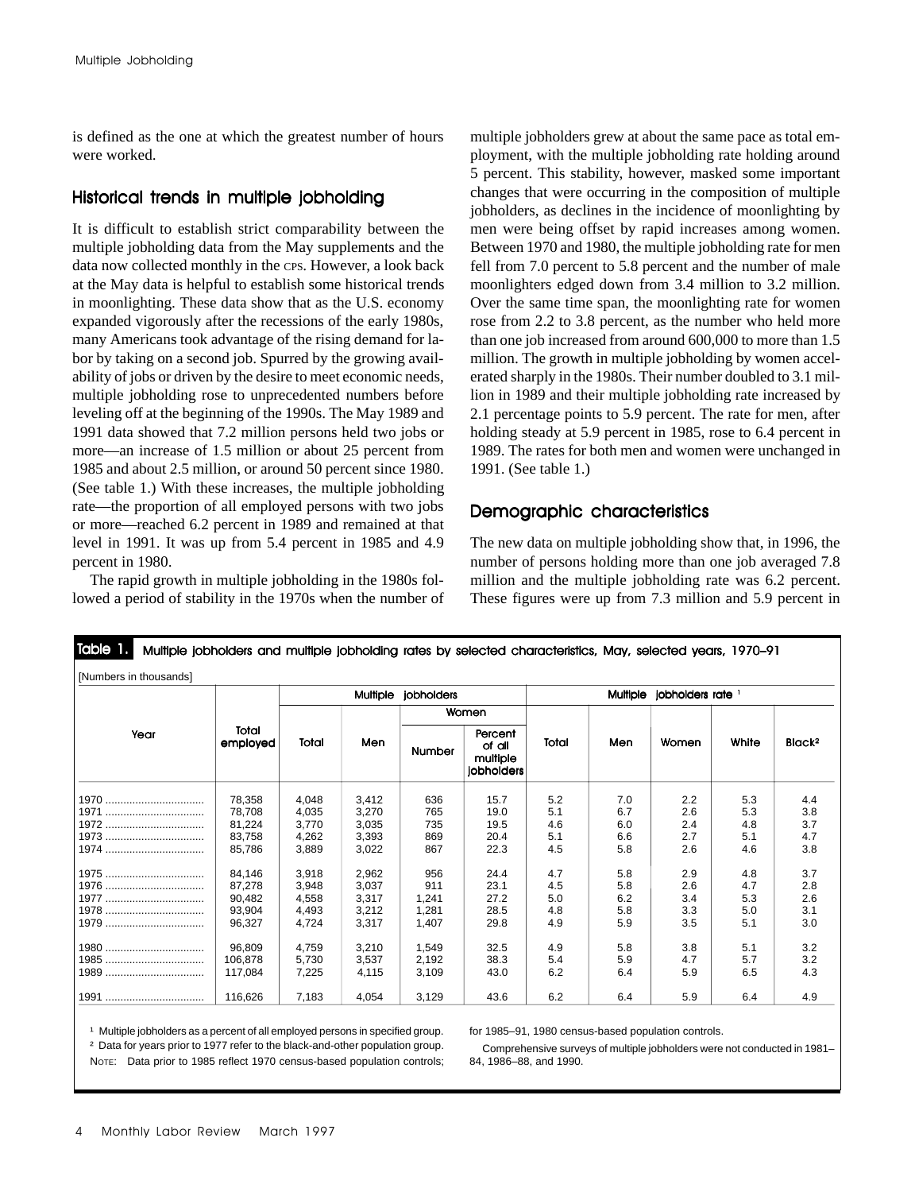is defined as the one at which the greatest number of hours were worked.

## Historical trends in multiple jobholding

It is difficult to establish strict comparability between the multiple jobholding data from the May supplements and the data now collected monthly in the CPS. However, a look back at the May data is helpful to establish some historical trends in moonlighting. These data show that as the U.S. economy expanded vigorously after the recessions of the early 1980s, many Americans took advantage of the rising demand for labor by taking on a second job. Spurred by the growing availability of jobs or driven by the desire to meet economic needs, multiple jobholding rose to unprecedented numbers before leveling off at the beginning of the 1990s. The May 1989 and 1991 data showed that 7.2 million persons held two jobs or more—an increase of 1.5 million or about 25 percent from 1985 and about 2.5 million, or around 50 percent since 1980. (See table 1.) With these increases, the multiple jobholding rate—the proportion of all employed persons with two jobs or more—reached 6.2 percent in 1989 and remained at that level in 1991. It was up from 5.4 percent in 1985 and 4.9 percent in 1980.

The rapid growth in multiple jobholding in the 1980s followed a period of stability in the 1970s when the number of multiple jobholders grew at about the same pace as total employment, with the multiple jobholding rate holding around 5 percent. This stability, however, masked some important changes that were occurring in the composition of multiple jobholders, as declines in the incidence of moonlighting by men were being offset by rapid increases among women. Between 1970 and 1980, the multiple jobholding rate for men fell from 7.0 percent to 5.8 percent and the number of male moonlighters edged down from 3.4 million to 3.2 million. Over the same time span, the moonlighting rate for women rose from 2.2 to 3.8 percent, as the number who held more than one job increased from around 600,000 to more than 1.5 million. The growth in multiple jobholding by women accelerated sharply in the 1980s. Their number doubled to 3.1 million in 1989 and their multiple jobholding rate increased by 2.1 percentage points to 5.9 percent. The rate for men, after holding steady at 5.9 percent in 1985, rose to 6.4 percent in 1989. The rates for both men and women were unchanged in 1991. (See table 1.)

## Demographic characteristics

The new data on multiple jobholding show that, in 1996, the number of persons holding more than one job averaged 7.8 million and the multiple jobholding rate was 6.2 percent. These figures were up from 7.3 million and 5.9 percent in

**Table 1. Multiple jobholders and multiple jobholding rates by selected characteristics, May, selected years, 1970–91**

[Numbers in thousands]

| Year | Total employed | Multiple jobholders | | | | Multiple jobholders rate [1] | | | | |
|---|---|---|---|---|---|---|---|---|---|---|
| | | Total | Men | Women | | Total | Men | Women | White | Black[2] |
| | | | | Number | Percent of all multiple jobholders | | | | | |
| 1970 | 78,358 | 4,048 | 3,412 | 636 | 15.7 | 5.2 | 7.0 | 2.2 | 5.3 | 4.4 |
| 1971 | 78,708 | 4,035 | 3,270 | 765 | 19.0 | 5.1 | 6.7 | 2.6 | 5.3 | 3.8 |
| 1972 | 81,224 | 3,770 | 3,035 | 735 | 19.5 | 4.6 | 6.0 | 2.4 | 4.8 | 3.7 |
| 1973 | 83,758 | 4,262 | 3,393 | 869 | 20.4 | 5.1 | 6.6 | 2.7 | 5.1 | 4.7 |
| 1974 | 85,786 | 3,889 | 3,022 | 867 | 22.3 | 4.5 | 5.8 | 2.6 | 4.6 | 3.8 |
| 1975 | 84,146 | 3,918 | 2,962 | 956 | 24.4 | 4.7 | 5.8 | 2.9 | 4.8 | 3.7 |
| 1976 | 87,278 | 3,948 | 3,037 | 911 | 23.1 | 4.5 | 5.8 | 2.6 | 4.7 | 2.8 |
| 1977 | 90,482 | 4,558 | 3,317 | 1,241 | 27.2 | 5.0 | 6.2 | 3.4 | 5.3 | 2.6 |
| 1978 | 93,904 | 4,493 | 3,212 | 1,281 | 28.5 | 4.8 | 5.8 | 3.3 | 5.0 | 3.1 |
| 1979 | 96,327 | 4,724 | 3,317 | 1,407 | 29.8 | 4.9 | 5.9 | 3.5 | 5.1 | 3.0 |
| 1980 | 96,809 | 4,759 | 3,210 | 1,549 | 32.5 | 4.9 | 5.8 | 3.8 | 5.1 | 3.2 |
| 1985 | 106,878 | 5,730 | 3,537 | 2,192 | 38.3 | 5.4 | 5.9 | 4.7 | 5.7 | 3.2 |
| 1989 | 117,084 | 7,225 | 4,115 | 3,109 | 43.0 | 6.2 | 6.4 | 5.9 | 6.5 | 4.3 |
| 1991 | 116,626 | 7,183 | 4,054 | 3,129 | 43.6 | 6.2 | 6.4 | 5.9 | 6.4 | 4.9 |

[1] Multiple jobholders as a percent of all employed persons in specified group.

[2] Data for years prior to 1977 refer to the black-and-other population group.

NOTE: Data prior to 1985 reflect 1970 census-based population controls; for 1985–91, 1980 census-based population controls.

Comprehensive surveys of multiple jobholders were not conducted in 1981–84, 1986–88, and 1990.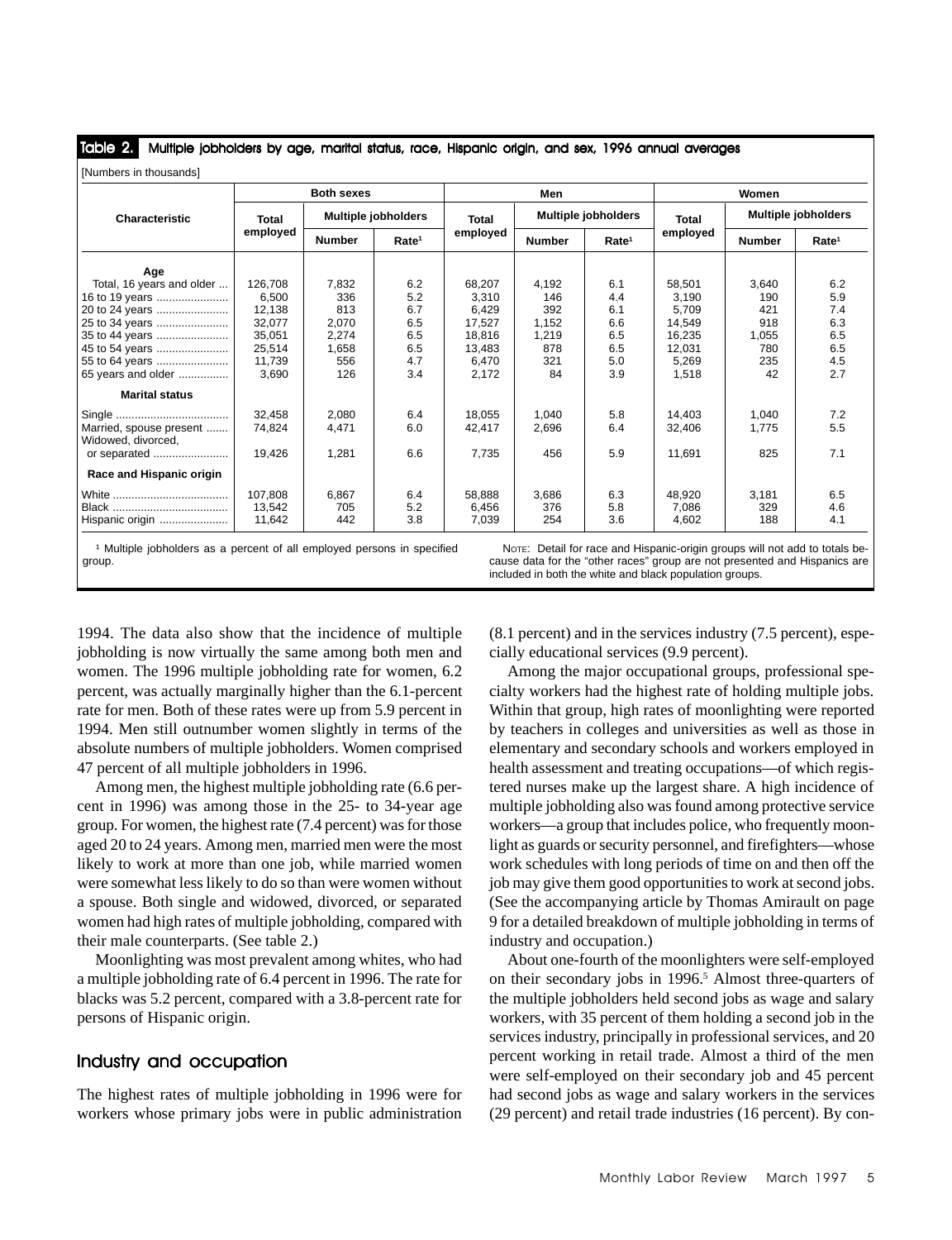**Table 2. Multiple jobholders by age, marital status, race, Hispanic origin, and sex, 1996 annual averages**

[Numbers in thousands]

| Characteristic | Both sexes | | | Men | | | Women | | |
|---|---|---|---|---|---|---|---|---|---|
| | Total employed | Multiple jobholders | | Total employed | Multiple jobholders | | Total employed | Multiple jobholders | |
| | | Number | Rate[1] | | Number | Rate[1] | | Number | Rate[1] |
| **Age** | | | | | | | | | |
| Total, 16 years and older | 126,708 | 7,832 | 6.2 | 68,207 | 4,192 | 6.1 | 58,501 | 3,640 | 6.2 |
| 16 to 19 years | 6,500 | 336 | 5.2 | 3,310 | 146 | 4.4 | 3,190 | 190 | 5.9 |
| 20 to 24 years | 12,138 | 813 | 6.7 | 6,429 | 392 | 6.1 | 5,709 | 421 | 7.4 |
| 25 to 34 years | 32,077 | 2,070 | 6.5 | 17,527 | 1,152 | 6.6 | 14,549 | 918 | 6.3 |
| 35 to 44 years | 35,051 | 2,274 | 6.5 | 18,816 | 1,219 | 6.5 | 16,235 | 1,055 | 6.5 |
| 45 to 54 years | 25,514 | 1,658 | 6.5 | 13,483 | 878 | 6.5 | 12,031 | 780 | 6.5 |
| 55 to 64 years | 11,739 | 556 | 4.7 | 6,470 | 321 | 5.0 | 5,269 | 235 | 4.5 |
| 65 years and older | 3,690 | 126 | 3.4 | 2,172 | 84 | 3.9 | 1,518 | 42 | 2.7 |
| **Marital status** | | | | | | | | | |
| Single | 32,458 | 2,080 | 6.4 | 18,055 | 1,040 | 5.8 | 14,403 | 1,040 | 7.2 |
| Married, spouse present | 74,824 | 4,471 | 6.0 | 42,417 | 2,696 | 6.4 | 32,406 | 1,775 | 5.5 |
| Widowed, divorced, or separated | 19,426 | 1,281 | 6.6 | 7,735 | 456 | 5.9 | 11,691 | 825 | 7.1 |
| **Race and Hispanic origin** | | | | | | | | | |
| White | 107,808 | 6,867 | 6.4 | 58,888 | 3,686 | 6.3 | 48,920 | 3,181 | 6.5 |
| Black | 13,542 | 705 | 5.2 | 6,456 | 376 | 5.8 | 7,086 | 329 | 4.6 |
| Hispanic origin | 11,642 | 442 | 3.8 | 7,039 | 254 | 3.6 | 4,602 | 188 | 4.1 |

[1] Multiple jobholders as a percent of all employed persons in specified group.

NOTE: Detail for race and Hispanic-origin groups will not add to totals because data for the "other races" group are not presented and Hispanics are included in both the white and black population groups.

1994. The data also show that the incidence of multiple jobholding is now virtually the same among both men and women. The 1996 multiple jobholding rate for women, 6.2 percent, was actually marginally higher than the 6.1-percent rate for men. Both of these rates were up from 5.9 percent in 1994. Men still outnumber women slightly in terms of the absolute numbers of multiple jobholders. Women comprised 47 percent of all multiple jobholders in 1996.

Among men, the highest multiple jobholding rate (6.6 percent in 1996) was among those in the 25- to 34-year age group. For women, the highest rate (7.4 percent) was for those aged 20 to 24 years. Among men, married men were the most likely to work at more than one job, while married women were somewhat less likely to do so than were women without a spouse. Both single and widowed, divorced, or separated women had high rates of multiple jobholding, compared with their male counterparts. (See table 2.)

Moonlighting was most prevalent among whites, who had a multiple jobholding rate of 6.4 percent in 1996. The rate for blacks was 5.2 percent, compared with a 3.8-percent rate for persons of Hispanic origin.

## Industry and occupation

The highest rates of multiple jobholding in 1996 were for workers whose primary jobs were in public administration (8.1 percent) and in the services industry (7.5 percent), especially educational services (9.9 percent).

Among the major occupational groups, professional specialty workers had the highest rate of holding multiple jobs. Within that group, high rates of moonlighting were reported by teachers in colleges and universities as well as those in elementary and secondary schools and workers employed in health assessment and treating occupations—of which registered nurses make up the largest share. A high incidence of multiple jobholding also was found among protective service workers—a group that includes police, who frequently moonlight as guards or security personnel, and firefighters—whose work schedules with long periods of time on and then off the job may give them good opportunities to work at second jobs. (See the accompanying article by Thomas Amirault on page 9 for a detailed breakdown of multiple jobholding in terms of industry and occupation.)

About one-fourth of the moonlighters were self-employed on their secondary jobs in 1996.[5] Almost three-quarters of the multiple jobholders held second jobs as wage and salary workers, with 35 percent of them holding a second job in the services industry, principally in professional services, and 20 percent working in retail trade. Almost a third of the men were self-employed on their secondary job and 45 percent had second jobs as wage and salary workers in the services (29 percent) and retail trade industries (16 percent). By con-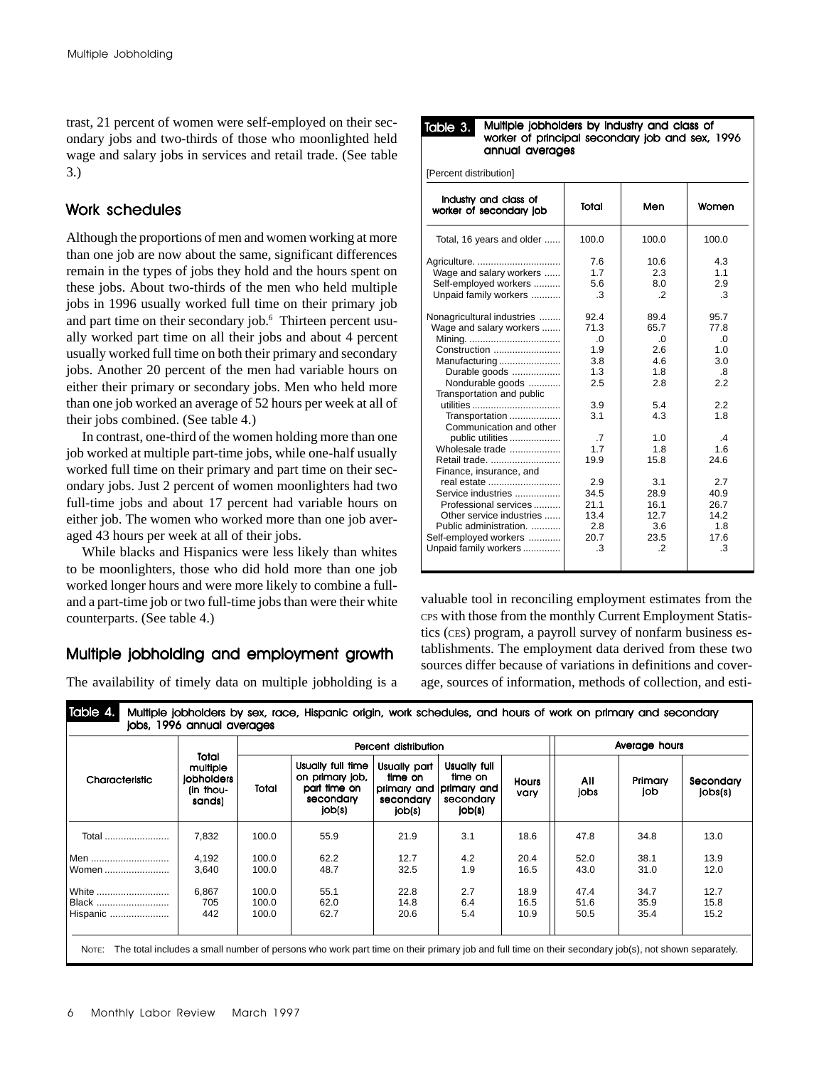trast, 21 percent of women were self-employed on their secondary jobs and two-thirds of those who moonlighted held wage and salary jobs in services and retail trade. (See table 3.)

## Work schedules

Although the proportions of men and women working at more than one job are now about the same, significant differences remain in the types of jobs they hold and the hours spent on these jobs. About two-thirds of the men who held multiple jobs in 1996 usually worked full time on their primary job and part time on their secondary job.[6] Thirteen percent usually worked part time on all their jobs and about 4 percent usually worked full time on both their primary and secondary jobs. Another 20 percent of the men had variable hours on either their primary or secondary jobs. Men who held more than one job worked an average of 52 hours per week at all of their jobs combined. (See table 4.)

In contrast, one-third of the women holding more than one job worked at multiple part-time jobs, while one-half usually worked full time on their primary and part time on their secondary jobs. Just 2 percent of women moonlighters had two full-time jobs and about 17 percent had variable hours on either job. The women who worked more than one job averaged 43 hours per week at all of their jobs.

While blacks and Hispanics were less likely than whites to be moonlighters, those who did hold more than one job worked longer hours and were more likely to combine a full- and a part-time job or two full-time jobs than were their white counterparts. (See table 4.)

**Table 3. Multiple jobholders by industry and class of worker of principal secondary job and sex, 1996 annual averages**

[Percent distribution]

| Industry and class of worker of secondary job | Total | Men | Women |
|---|---|---|---|
| Total, 16 years and older | 100.0 | 100.0 | 100.0 |
| Agriculture | 7.6 | 10.6 | 4.3 |
| Wage and salary workers | 1.7 | 2.3 | 1.1 |
| Self-employed workers | 5.6 | 8.0 | 2.9 |
| Unpaid family workers | .3 | .2 | .3 |
| Nonagricultural industries | 92.4 | 89.4 | 95.7 |
| Wage and salary workers | 71.3 | 65.7 | 77.8 |
| Mining | .0 | .0 | .0 |
| Construction | 1.9 | 2.6 | 1.0 |
| Manufacturing | 3.8 | 4.6 | 3.0 |
| Durable goods | 1.3 | 1.8 | .8 |
| Nondurable goods | 2.5 | 2.8 | 2.2 |
| Transportation and public utilities | 3.9 | 5.4 | 2.2 |
| Transportation | 3.1 | 4.3 | 1.8 |
| Communication and other public utilities | .7 | 1.0 | .4 |
| Wholesale trade | 1.7 | 1.8 | 1.6 |
| Retail trade | 19.9 | 15.8 | 24.6 |
| Finance, insurance, and real estate | 2.9 | 3.1 | 2.7 |
| Service industries | 34.5 | 28.9 | 40.9 |
| Professional services | 21.1 | 16.1 | 26.7 |
| Other service industries | 13.4 | 12.7 | 14.2 |
| Public administration | 2.8 | 3.6 | 1.8 |
| Self-employed workers | 20.7 | 23.5 | 17.6 |
| Unpaid family workers | .3 | .2 | .3 |

## Multiple jobholding and employment growth

The availability of timely data on multiple jobholding is a valuable tool in reconciling employment estimates from the CPS with those from the monthly Current Employment Statistics (CES) program, a payroll survey of nonfarm business establishments. The employment data derived from these two sources differ because of variations in definitions and coverage, sources of information, methods of collection, and esti-

**Table 4. Multiple jobholders by sex, race, Hispanic origin, work schedules, and hours of work on primary and secondary jobs, 1996 annual averages**

| Characteristic | Total multiple jobholders (in thousands) | Percent distribution | | | | | Average hours | | |
|---|---|---|---|---|---|---|---|---|---|
| | | Total | Usually full time on primary job, part time on secondary job(s) | Usually part time on primary and secondary job(s) | Usually full time on primary and secondary job(s) | Hours vary | All jobs | Primary job | Secondary job(s) |
| Total | 7,832 | 100.0 | 55.9 | 21.9 | 3.1 | 18.6 | 47.8 | 34.8 | 13.0 |
| Men | 4,192 | 100.0 | 62.2 | 12.7 | 4.2 | 20.4 | 52.0 | 38.1 | 13.9 |
| Women | 3,640 | 100.0 | 48.7 | 32.5 | 1.9 | 16.5 | 43.0 | 31.0 | 12.0 |
| White | 6,867 | 100.0 | 55.1 | 22.8 | 2.7 | 18.9 | 47.4 | 34.7 | 12.7 |
| Black | 705 | 100.0 | 62.0 | 14.8 | 6.4 | 16.5 | 51.6 | 35.9 | 15.8 |
| Hispanic | 442 | 100.0 | 62.7 | 20.6 | 5.4 | 10.9 | 50.5 | 35.4 | 15.2 |

NOTE: The total includes a small number of persons who work part time on their primary job and full time on their secondary job(s), not shown separately.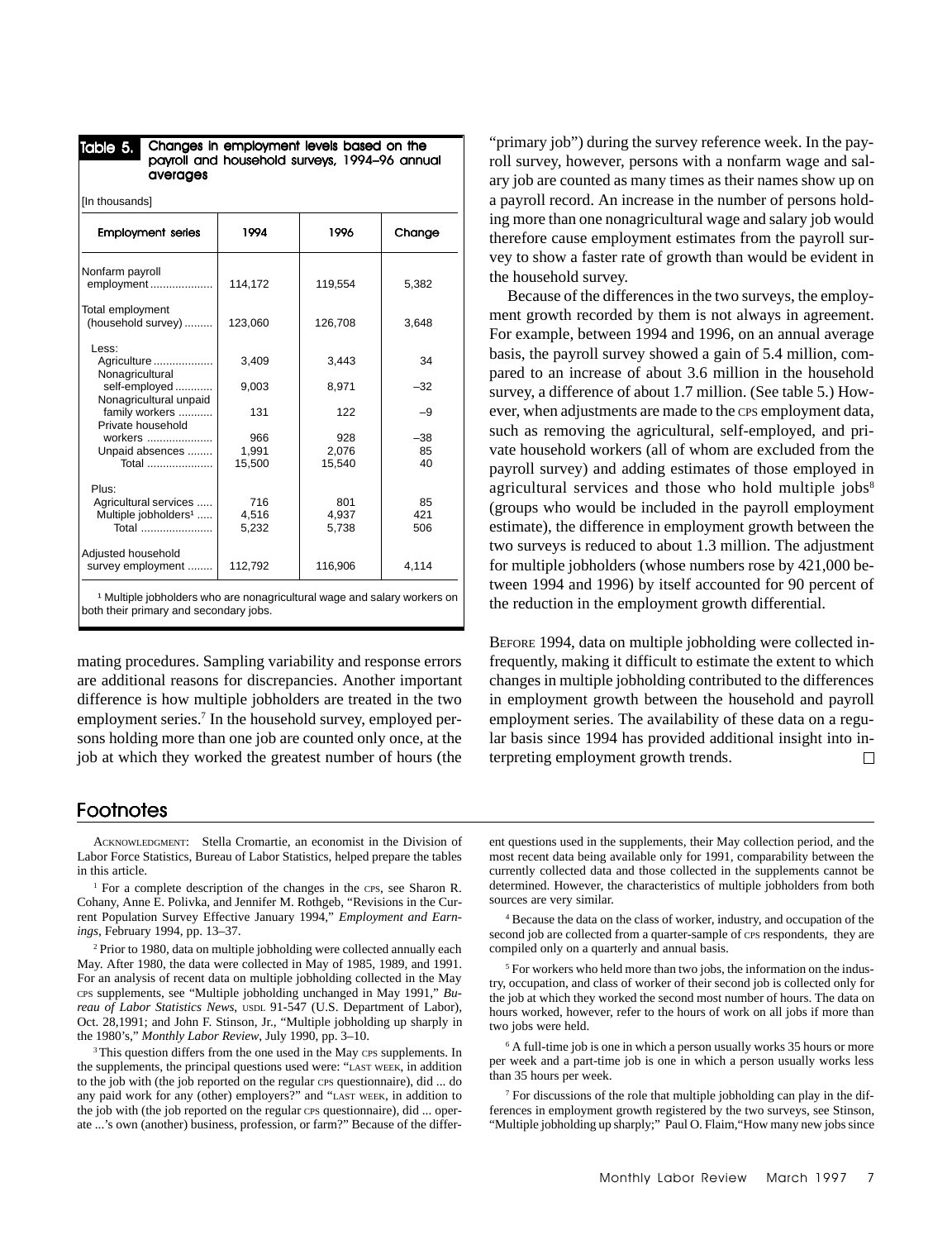**Table 5. Changes in employment levels based on the payroll and household surveys, 1994–96 annual averages**

[In thousands]

| Employment series | 1994 | 1996 | Change |
|---|---|---|---|
| Nonfarm payroll employment | 114,172 | 119,554 | 5,382 |
| Total employment (household survey) | 123,060 | 126,708 | 3,648 |
| Less: | | | |
| Agriculture | 3,409 | 3,443 | 34 |
| Nonagricultural self-employed | 9,003 | 8,971 | –32 |
| Nonagricultural unpaid family workers | 131 | 122 | –9 |
| Private household workers | 966 | 928 | –38 |
| Unpaid absences | 1,991 | 2,076 | 85 |
| Total | 15,500 | 15,540 | 40 |
| Plus: | | | |
| Agricultural services | 716 | 801 | 85 |
| Multiple jobholders[1] | 4,516 | 4,937 | 421 |
| Total | 5,232 | 5,738 | 506 |
| Adjusted household survey employment | 112,792 | 116,906 | 4,114 |

[1] Multiple jobholders who are nonagricultural wage and salary workers on both their primary and secondary jobs.

mating procedures. Sampling variability and response errors are additional reasons for discrepancies. Another important difference is how multiple jobholders are treated in the two employment series.[7] In the household survey, employed persons holding more than one job are counted only once, at the job at which they worked the greatest number of hours (the "primary job") during the survey reference week. In the payroll survey, however, persons with a nonfarm wage and salary job are counted as many times as their names show up on a payroll record. An increase in the number of persons holding more than one nonagricultural wage and salary job would therefore cause employment estimates from the payroll survey to show a faster rate of growth than would be evident in the household survey.

Because of the differences in the two surveys, the employment growth recorded by them is not always in agreement. For example, between 1994 and 1996, on an annual average basis, the payroll survey showed a gain of 5.4 million, compared to an increase of about 3.6 million in the household survey, a difference of about 1.7 million. (See table 5.) However, when adjustments are made to the CPS employment data, such as removing the agricultural, self-employed, and private household workers (all of whom are excluded from the payroll survey) and adding estimates of those employed in agricultural services and those who hold multiple jobs[8] (groups who would be included in the payroll employment estimate), the difference in employment growth between the two surveys is reduced to about 1.3 million. The adjustment for multiple jobholders (whose numbers rose by 421,000 between 1994 and 1996) by itself accounted for 90 percent of the reduction in the employment growth differential.

BEFORE 1994, data on multiple jobholding were collected infrequently, making it difficult to estimate the extent to which changes in multiple jobholding contributed to the differences in employment growth between the household and payroll employment series. The availability of these data on a regular basis since 1994 has provided additional insight into interpreting employment growth trends. □

## Footnotes

ACKNOWLEDGMENT: Stella Cromartie, an economist in the Division of Labor Force Statistics, Bureau of Labor Statistics, helped prepare the tables in this article.

[1] For a complete description of the changes in the CPS, see Sharon R. Cohany, Anne E. Polivka, and Jennifer M. Rothgeb, "Revisions in the Current Population Survey Effective January 1994," *Employment and Earnings*, February 1994, pp. 13–37.

[2] Prior to 1980, data on multiple jobholding were collected annually each May. After 1980, the data were collected in May of 1985, 1989, and 1991. For an analysis of recent data on multiple jobholding collected in the May CPS supplements, see "Multiple jobholding unchanged in May 1991," *Bureau of Labor Statistics News*, USDL 91-547 (U.S. Department of Labor), Oct. 28,1991; and John F. Stinson, Jr., "Multiple jobholding up sharply in the 1980's," *Monthly Labor Review*, July 1990, pp. 3–10.

[3] This question differs from the one used in the May CPS supplements. In the supplements, the principal questions used were: "LAST WEEK, in addition to the job with (the job reported on the regular CPS questionnaire), did ... do any paid work for any (other) employers?" and "LAST WEEK, in addition to the job with (the job reported on the regular CPS questionnaire), did ... operate ...'s own (another) business, profession, or farm?" Because of the different questions used in the supplements, their May collection period, and the most recent data being available only for 1991, comparability between the currently collected data and those collected in the supplements cannot be determined. However, the characteristics of multiple jobholders from both sources are very similar.

[4] Because the data on the class of worker, industry, and occupation of the second job are collected from a quarter-sample of CPS respondents, they are compiled only on a quarterly and annual basis.

[5] For workers who held more than two jobs, the information on the industry, occupation, and class of worker of their second job is collected only for the job at which they worked the second most number of hours. The data on hours worked, however, refer to the hours of work on all jobs if more than two jobs were held.

[6] A full-time job is one in which a person usually works 35 hours or more per week and a part-time job is one in which a person usually works less than 35 hours per week.

[7] For discussions of the role that multiple jobholding can play in the differences in employment growth registered by the two surveys, see Stinson, "Multiple jobholding up sharply;" Paul O. Flaim,"How many new jobs since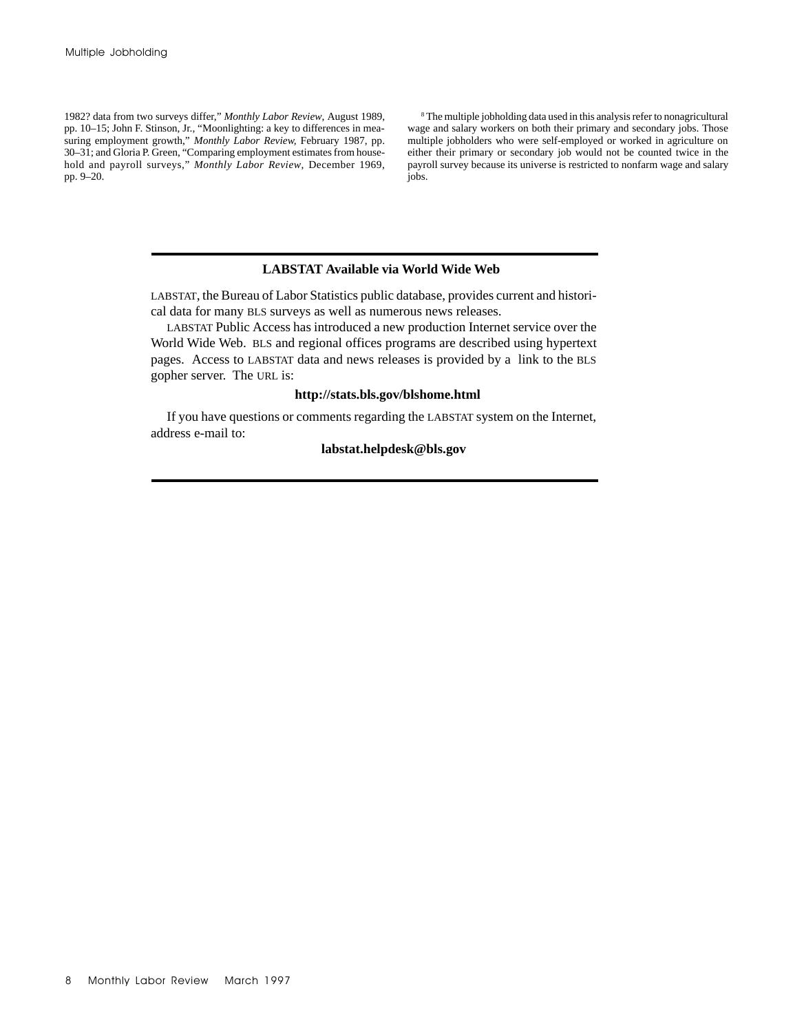1982? data from two surveys differ," *Monthly Labor Review*, August 1989, pp. 10–15; John F. Stinson, Jr., "Moonlighting: a key to differences in measuring employment growth," *Monthly Labor Review,* February 1987, pp. 30–31; and Gloria P. Green, "Comparing employment estimates from household and payroll surveys," *Monthly Labor Review*, December 1969, pp. 9–20.

[8] The multiple jobholding data used in this analysis refer to nonagricultural wage and salary workers on both their primary and secondary jobs. Those multiple jobholders who were self-employed or worked in agriculture on either their primary or secondary job would not be counted twice in the payroll survey because its universe is restricted to nonfarm wage and salary jobs.

---

**LABSTAT Available via World Wide Web**

LABSTAT, the Bureau of Labor Statistics public database, provides current and historical data for many BLS surveys as well as numerous news releases.

LABSTAT Public Access has introduced a new production Internet service over the World Wide Web. BLS and regional offices programs are described using hypertext pages. Access to LABSTAT data and news releases is provided by a link to the BLS gopher server. The URL is:

**http://stats.bls.gov/blshome.html**

If you have questions or comments regarding the LABSTAT system on the Internet, address e-mail to:

**labstat.helpdesk@bls.gov**

---